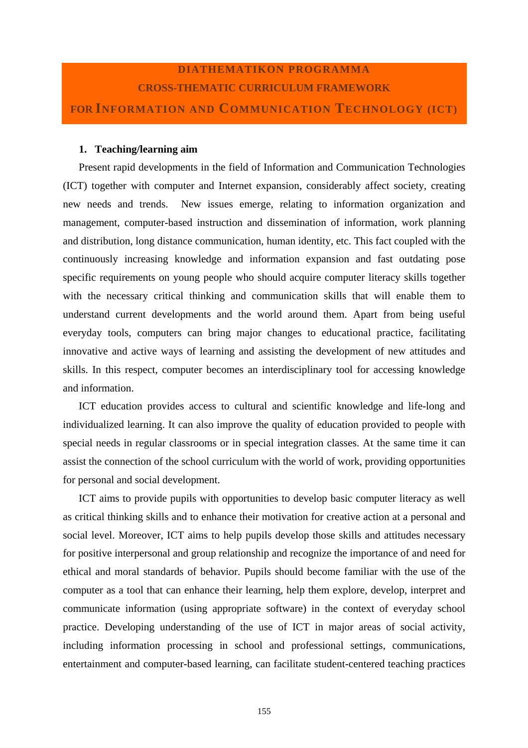# DIATHEMATIKON PROGRAMMA
# CROSS-THEMATIC CURRICULUM FRAMEWORK
# FOR INFORMATION AND COMMUNICATION TECHNOLOGY (ICT)

## 1. Teaching/learning aim

Present rapid developments in the field of Information and Communication Technologies (ICT) together with computer and Internet expansion, considerably affect society, creating new needs and trends. New issues emerge, relating to information organization and management, computer-based instruction and dissemination of information, work planning and distribution, long distance communication, human identity, etc. This fact coupled with the continuously increasing knowledge and information expansion and fast outdating pose specific requirements on young people who should acquire computer literacy skills together with the necessary critical thinking and communication skills that will enable them to understand current developments and the world around them. Apart from being useful everyday tools, computers can bring major changes to educational practice, facilitating innovative and active ways of learning and assisting the development of new attitudes and skills. In this respect, computer becomes an interdisciplinary tool for accessing knowledge and information.

ICT education provides access to cultural and scientific knowledge and life-long and individualized learning. It can also improve the quality of education provided to people with special needs in regular classrooms or in special integration classes. At the same time it can assist the connection of the school curriculum with the world of work, providing opportunities for personal and social development.

ICT aims to provide pupils with opportunities to develop basic computer literacy as well as critical thinking skills and to enhance their motivation for creative action at a personal and social level. Moreover, ICT aims to help pupils develop those skills and attitudes necessary for positive interpersonal and group relationship and recognize the importance of and need for ethical and moral standards of behavior. Pupils should become familiar with the use of the computer as a tool that can enhance their learning, help them explore, develop, interpret and communicate information (using appropriate software) in the context of everyday school practice. Developing understanding of the use of ICT in major areas of social activity, including information processing in school and professional settings, communications, entertainment and computer-based learning, can facilitate student-centered teaching practices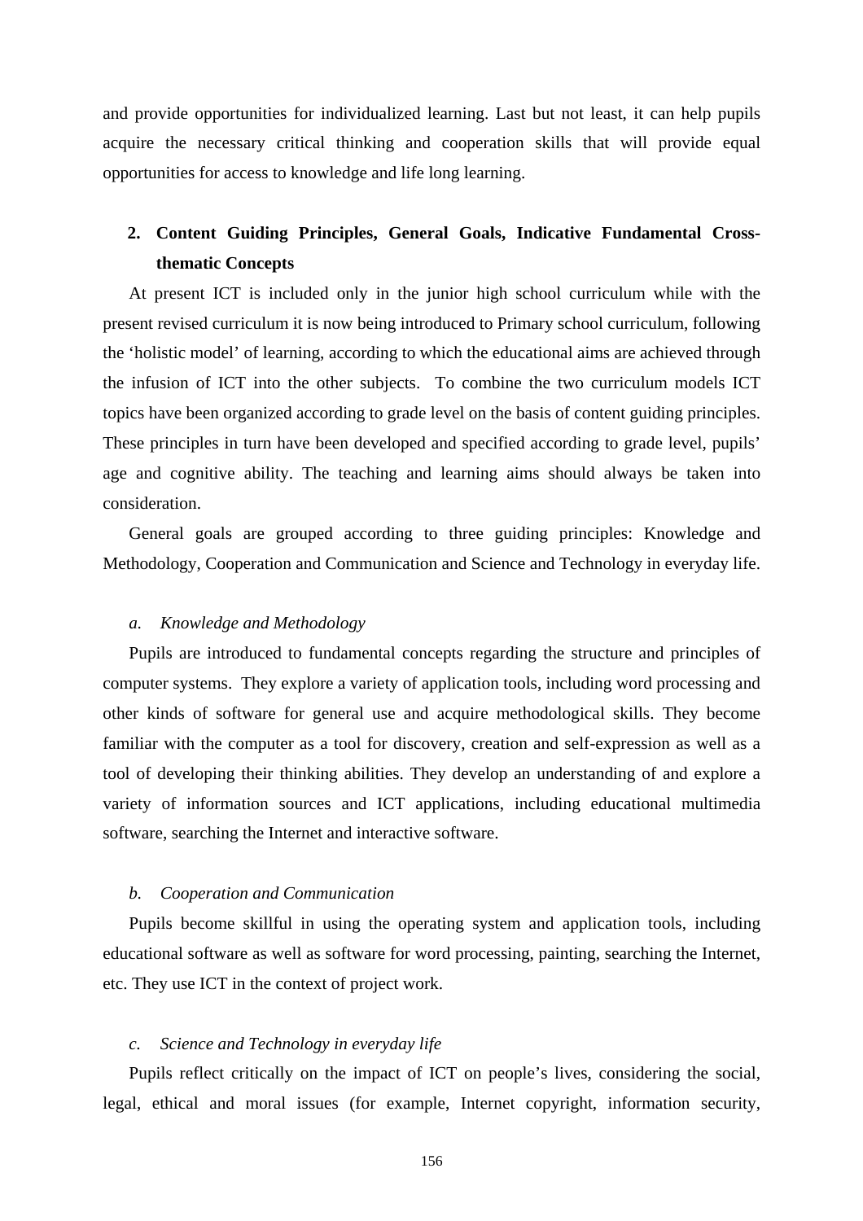and provide opportunities for individualized learning. Last but not least, it can help pupils acquire the necessary critical thinking and cooperation skills that will provide equal opportunities for access to knowledge and life long learning.

## 2. Content Guiding Principles, General Goals, Indicative Fundamental Cross-thematic Concepts

At present ICT is included only in the junior high school curriculum while with the present revised curriculum it is now being introduced to Primary school curriculum, following the 'holistic model' of learning, according to which the educational aims are achieved through the infusion of ICT into the other subjects. To combine the two curriculum models ICT topics have been organized according to grade level on the basis of content guiding principles. These principles in turn have been developed and specified according to grade level, pupils' age and cognitive ability. The teaching and learning aims should always be taken into consideration.

General goals are grouped according to three guiding principles: Knowledge and Methodology, Cooperation and Communication and Science and Technology in everyday life.

### *a. Knowledge and Methodology*

Pupils are introduced to fundamental concepts regarding the structure and principles of computer systems. They explore a variety of application tools, including word processing and other kinds of software for general use and acquire methodological skills. They become familiar with the computer as a tool for discovery, creation and self-expression as well as a tool of developing their thinking abilities. They develop an understanding of and explore a variety of information sources and ICT applications, including educational multimedia software, searching the Internet and interactive software.

### *b. Cooperation and Communication*

Pupils become skillful in using the operating system and application tools, including educational software as well as software for word processing, painting, searching the Internet, etc. They use ICT in the context of project work.

### *c. Science and Technology in everyday life*

Pupils reflect critically on the impact of ICT on people's lives, considering the social, legal, ethical and moral issues (for example, Internet copyright, information security,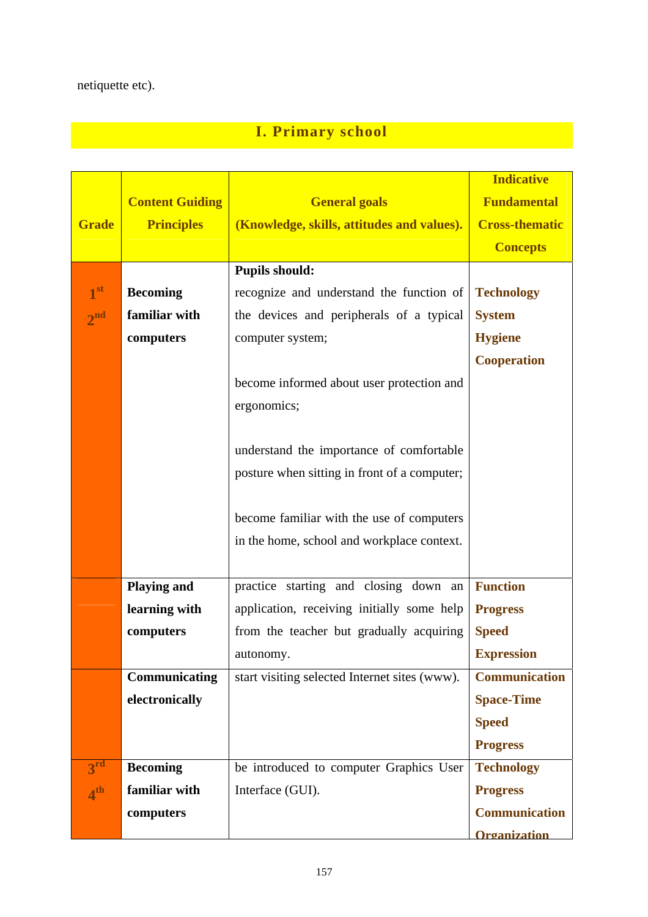netiquette etc).

## I. Primary school

| Grade | Content Guiding Principles | General goals (Knowledge, skills, attitudes and values). | Indicative Fundamental Cross-thematic Concepts |
|---|---|---|---|
| 1st 2nd | **Becoming familiar with computers** | **Pupils should:** recognize and understand the function of the devices and peripherals of a typical computer system;<br><br>become informed about user protection and ergonomics;<br><br>understand the importance of comfortable posture when sitting in front of a computer;<br><br>become familiar with the use of computers in the home, school and workplace context. | **Technology System Hygiene Cooperation** |
| | **Playing and learning with computers** | practice starting and closing down an application, receiving initially some help from the teacher but gradually acquiring autonomy. | **Function Progress Speed Expression** |
| | **Communicating electronically** | start visiting selected Internet sites (www). | **Communication Space-Time Speed Progress** |
| 3rd 4th | **Becoming familiar with computers** | be introduced to computer Graphics User Interface (GUI). | **Technology Progress Communication Organization** |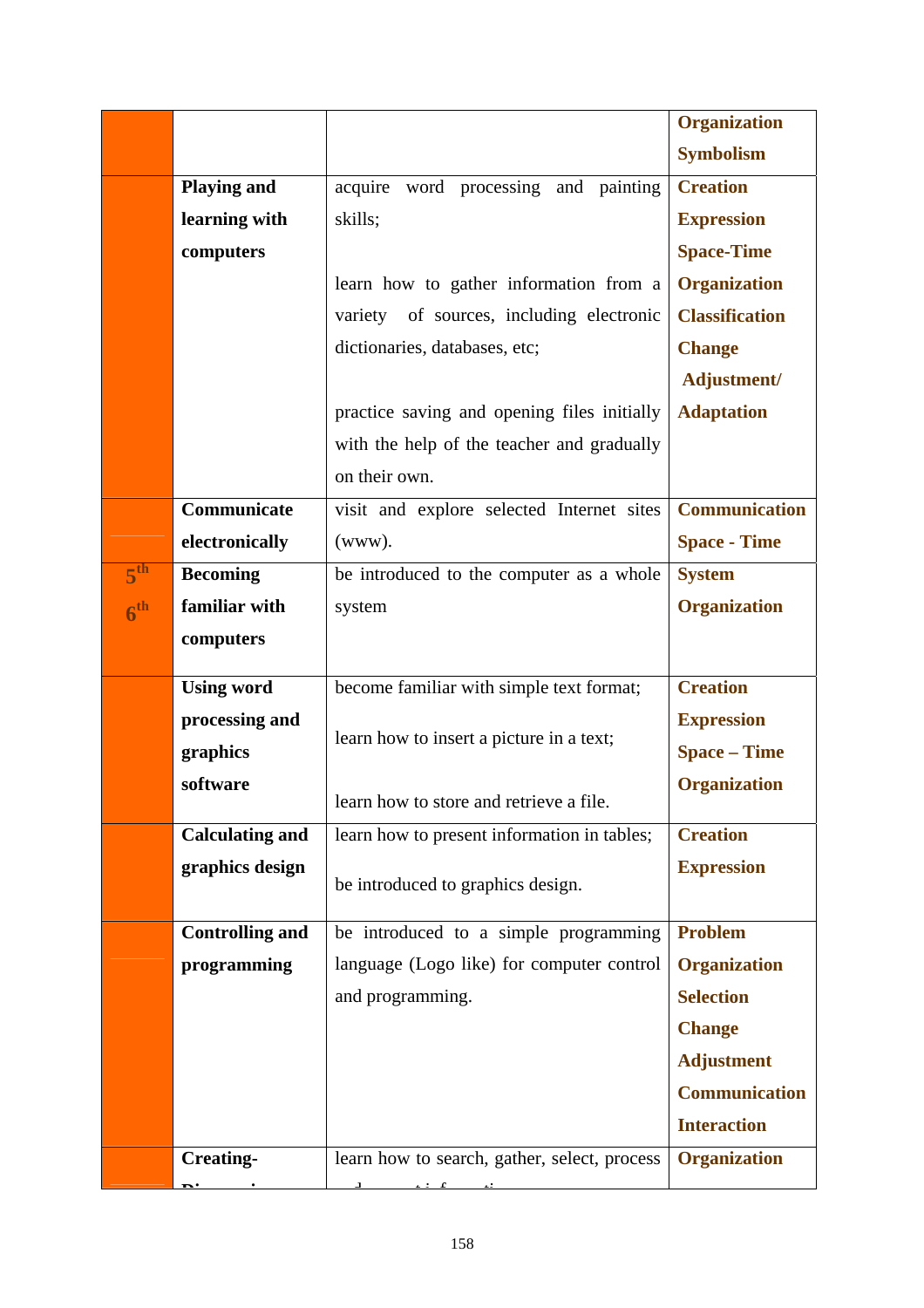| | | | |
|---|---|---|---|
| | | | **Organization** **Symbolism** |
| | **Playing and learning with computers** | acquire word processing and painting skills;<br><br>learn how to gather information from a variety of sources, including electronic dictionaries, databases, etc;<br><br>practice saving and opening files initially with the help of the teacher and gradually on their own. | **Creation** **Expression** **Space-Time** **Organization** **Classification** **Change** **Adjustment/ Adaptation** |
| | **Communicate electronically** | visit and explore selected Internet sites (www). | **Communication** **Space - Time** |
| **5th 6th** | **Becoming familiar with computers** | be introduced to the computer as a whole system | **System** **Organization** |
| | **Using word processing and graphics software** | become familiar with simple text format;<br><br>learn how to insert a picture in a text;<br><br>learn how to store and retrieve a file. | **Creation** **Expression** **Space – Time** **Organization** |
| | **Calculating and graphics design** | learn how to present information in tables;<br><br>be introduced to graphics design. | **Creation** **Expression** |
| | **Controlling and programming** | be introduced to a simple programming language (Logo like) for computer control and programming. | **Problem** **Organization** **Selection** **Change** **Adjustment** **Communication** **Interaction** |
| | **Creating-** | learn how to search, gather, select, process | **Organization** |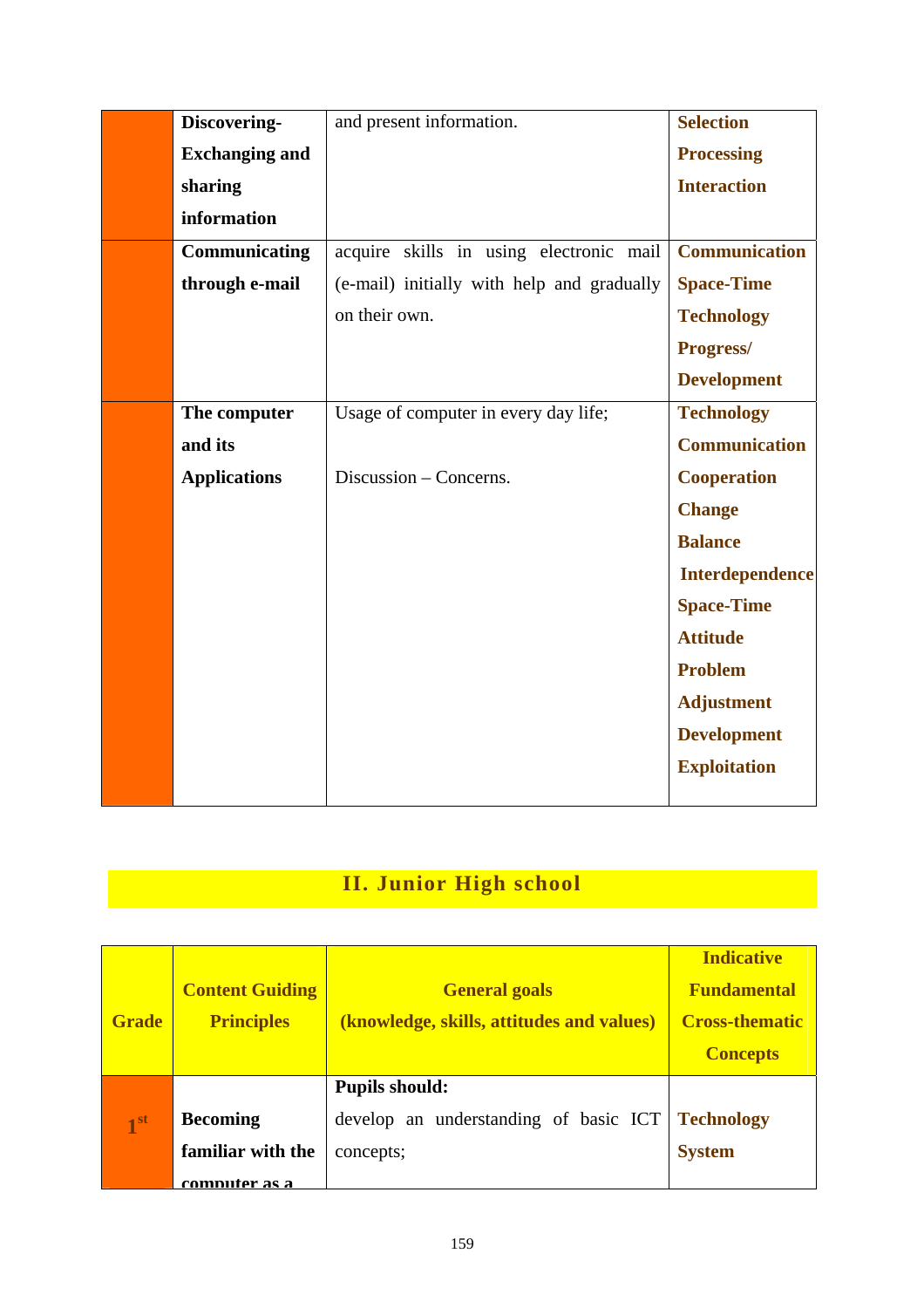| | | | |
|---|---|---|---|
| | **Discovering-Exchanging and sharing information** | and present information. | **Selection**<br>**Processing**<br>**Interaction** |
| | **Communicating through e-mail** | acquire skills in using electronic mail (e-mail) initially with help and gradually on their own. | **Communication**<br>**Space-Time**<br>**Technology**<br>**Progress/ Development** |
| | **The computer and its Applications** | Usage of computer in every day life;<br><br>Discussion – Concerns. | **Technology**<br>**Communication**<br>**Cooperation**<br>**Change**<br>**Balance**<br>**Interdependence**<br>**Space-Time**<br>**Attitude**<br>**Problem**<br>**Adjustment**<br>**Development**<br>**Exploitation** |

## II. Junior High school

| Grade | Content Guiding Principles | General goals (knowledge, skills, attitudes and values) | Indicative Fundamental Cross-thematic Concepts |
|---|---|---|---|
| **1st** | **Becoming familiar with the computer as a** | **Pupils should:**<br>develop an understanding of basic ICT concepts; | **Technology**<br>**System** |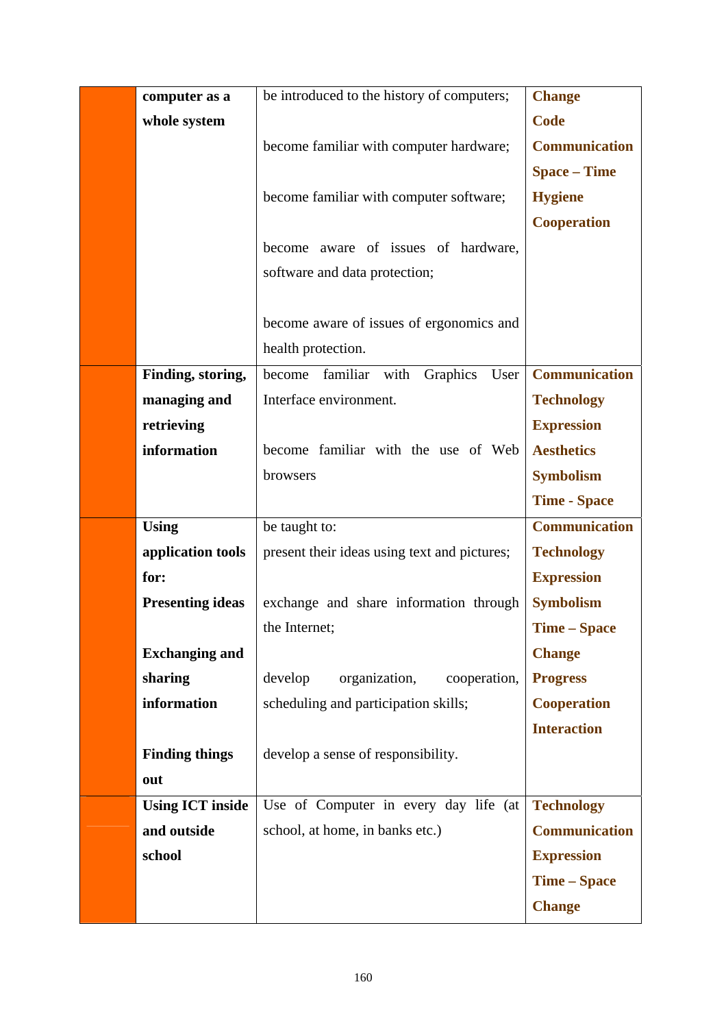| | | | |
|---|---|---|---|
| | **computer as a whole system** | be introduced to the history of computers;<br><br>become familiar with computer hardware;<br><br>become familiar with computer software;<br><br>become aware of issues of hardware, software and data protection;<br><br>become aware of issues of ergonomics and health protection. | **Change**<br>**Code**<br>**Communication**<br>**Space – Time**<br>**Hygiene**<br>**Cooperation** |
| | **Finding, storing, managing and retrieving information** | become familiar with Graphics User Interface environment.<br><br>become familiar with the use of Web browsers | **Communication**<br>**Technology**<br>**Expression**<br>**Aesthetics**<br>**Symbolism**<br>**Time - Space** |
| | **Using application tools for:**<br>**Presenting ideas**<br><br>**Exchanging and sharing information**<br><br>**Finding things out** | be taught to:<br>present their ideas using text and pictures;<br><br>exchange and share information through the Internet;<br><br>develop organization, cooperation, scheduling and participation skills;<br><br>develop a sense of responsibility. | **Communication**<br>**Technology**<br>**Expression**<br>**Symbolism**<br>**Time – Space**<br>**Change**<br>**Progress**<br>**Cooperation**<br>**Interaction** |
| | **Using ICT inside and outside school** | Use of Computer in every day life (at school, at home, in banks etc.) | **Technology**<br>**Communication**<br>**Expression**<br>**Time – Space**<br>**Change** |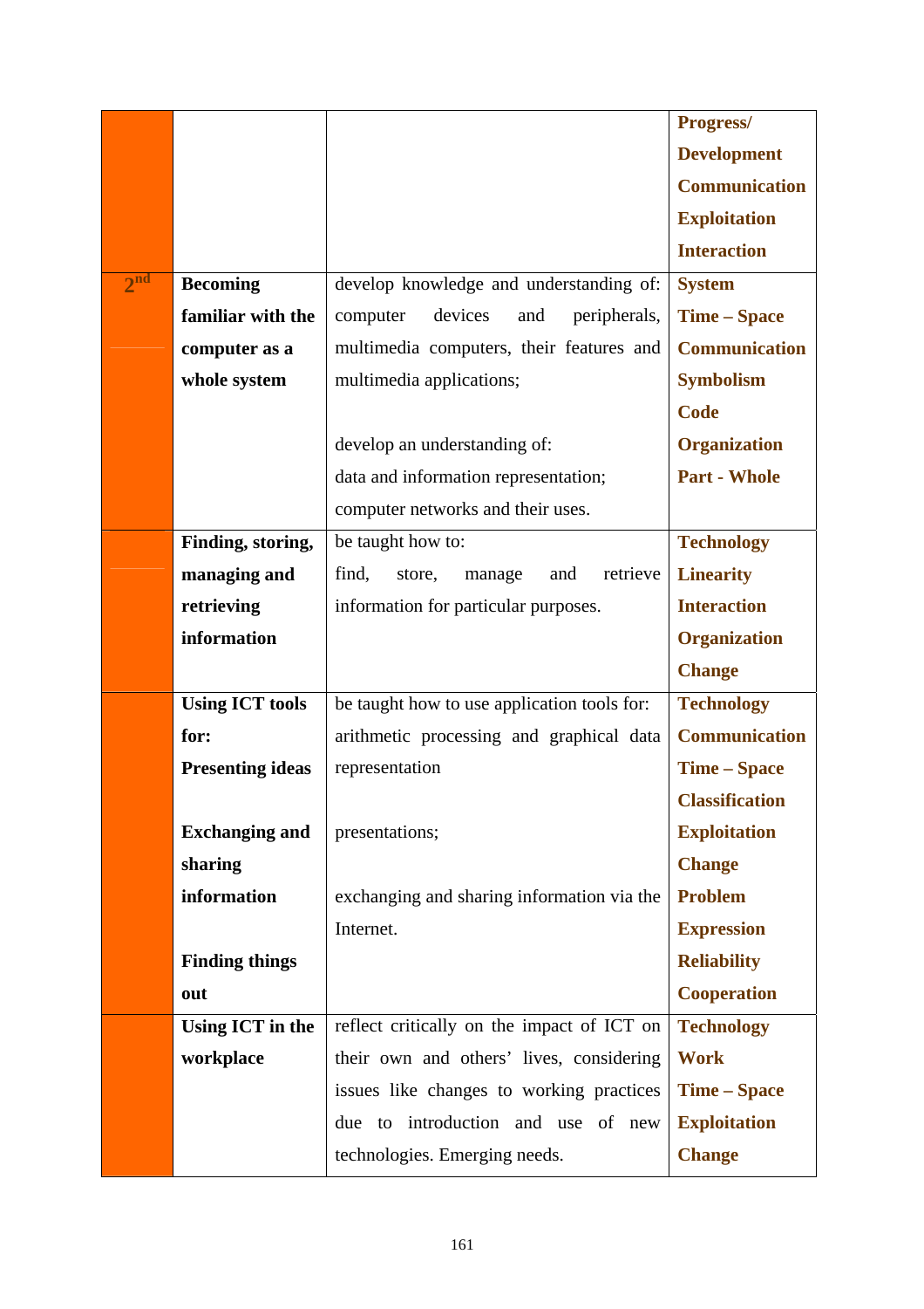| | | | |
|---|---|---|---|
| | | | **Progress/ Development**<br>**Communication**<br>**Exploitation**<br>**Interaction** |
| 2nd | **Becoming familiar with the computer as a whole system** | develop knowledge and understanding of: computer devices and peripherals, multimedia computers, their features and multimedia applications;<br><br>develop an understanding of:<br>data and information representation;<br>computer networks and their uses. | **System**<br>**Time – Space**<br>**Communication**<br>**Symbolism**<br>**Code**<br>**Organization**<br>**Part - Whole** |
| | **Finding, storing, managing and retrieving information** | be taught how to:<br>find, store, manage and retrieve information for particular purposes. | **Technology**<br>**Linearity**<br>**Interaction**<br>**Organization**<br>**Change** |
| | **Using ICT tools for:**<br>**Presenting ideas**<br><br>**Exchanging and sharing information**<br><br>**Finding things out** | be taught how to use application tools for:<br>arithmetic processing and graphical data representation<br><br>presentations;<br><br>exchanging and sharing information via the Internet. | **Technology**<br>**Communication**<br>**Time – Space**<br>**Classification**<br>**Exploitation**<br>**Change**<br>**Problem**<br>**Expression**<br>**Reliability**<br>**Cooperation** |
| | **Using ICT in the workplace** | reflect critically on the impact of ICT on their own and others' lives, considering issues like changes to working practices due to introduction and use of new technologies. Emerging needs. | **Technology**<br>**Work**<br>**Time – Space**<br>**Exploitation**<br>**Change** |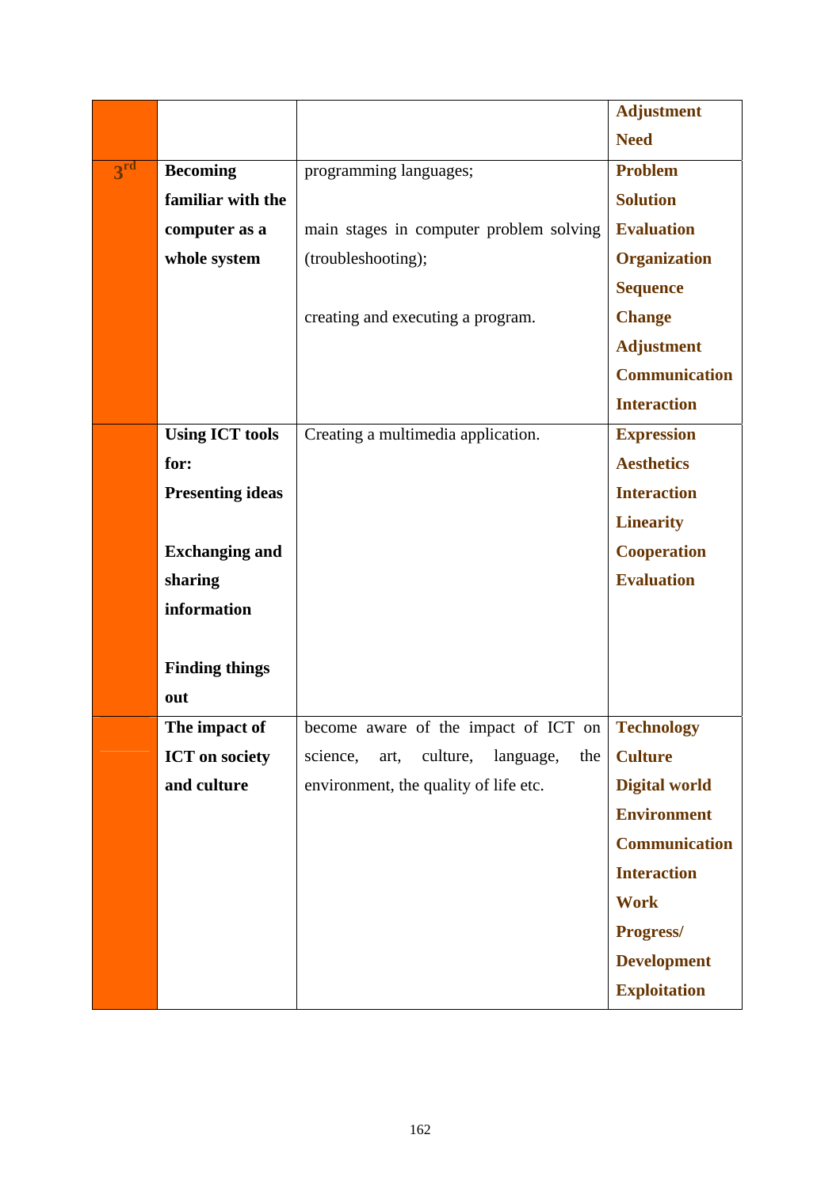| | | | |
|---|---|---|---|
| | | | **Adjustment**<br>**Need** |
| 3rd | **Becoming familiar with the computer as a whole system** | programming languages;<br><br>main stages in computer problem solving (troubleshooting);<br><br>creating and executing a program. | **Problem**<br>**Solution**<br>**Evaluation**<br>**Organization**<br>**Sequence**<br>**Change**<br>**Adjustment**<br>**Communication**<br>**Interaction** |
| | **Using ICT tools for:**<br>**Presenting ideas**<br><br>**Exchanging and sharing information**<br><br>**Finding things out** | Creating a multimedia application. | **Expression**<br>**Aesthetics**<br>**Interaction**<br>**Linearity**<br>**Cooperation**<br>**Evaluation** |
| | **The impact of ICT on society and culture** | become aware of the impact of ICT on science, art, culture, language, the environment, the quality of life etc. | **Technology**<br>**Culture**<br>**Digital world**<br>**Environment**<br>**Communication**<br>**Interaction**<br>**Work**<br>**Progress/ Development**<br>**Exploitation** |